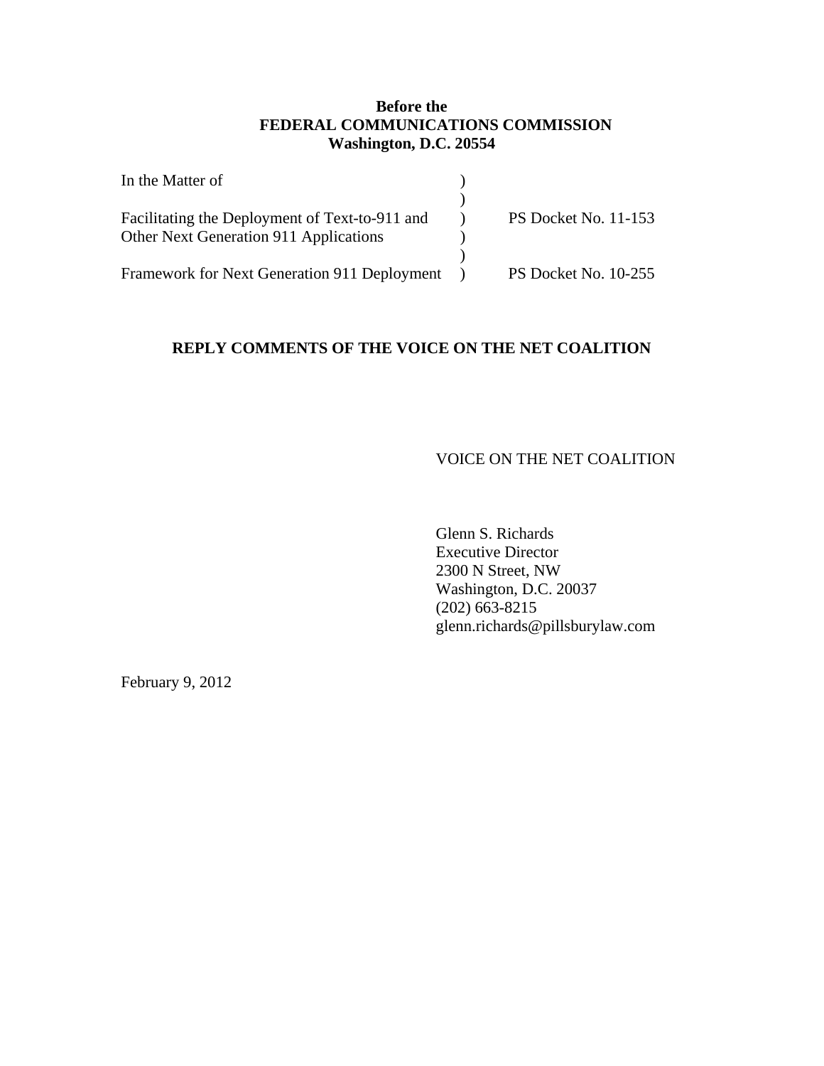**Before the**
**FEDERAL COMMUNICATIONS COMMISSION**
**Washington, D.C. 20554**

| | | |
|---|---|---|
| In the Matter of | ) | |
| | ) | |
| Facilitating the Deployment of Text-to-911 and Other Next Generation 911 Applications | ) | PS Docket No. 11-153 |
| | ) | |
| Framework for Next Generation 911 Deployment | ) | PS Docket No. 10-255 |

**REPLY COMMENTS OF THE VOICE ON THE NET COALITION**

VOICE ON THE NET COALITION

Glenn S. Richards
Executive Director
2300 N Street, NW
Washington, D.C. 20037
(202) 663-8215
glenn.richards@pillsburylaw.com

February 9, 2012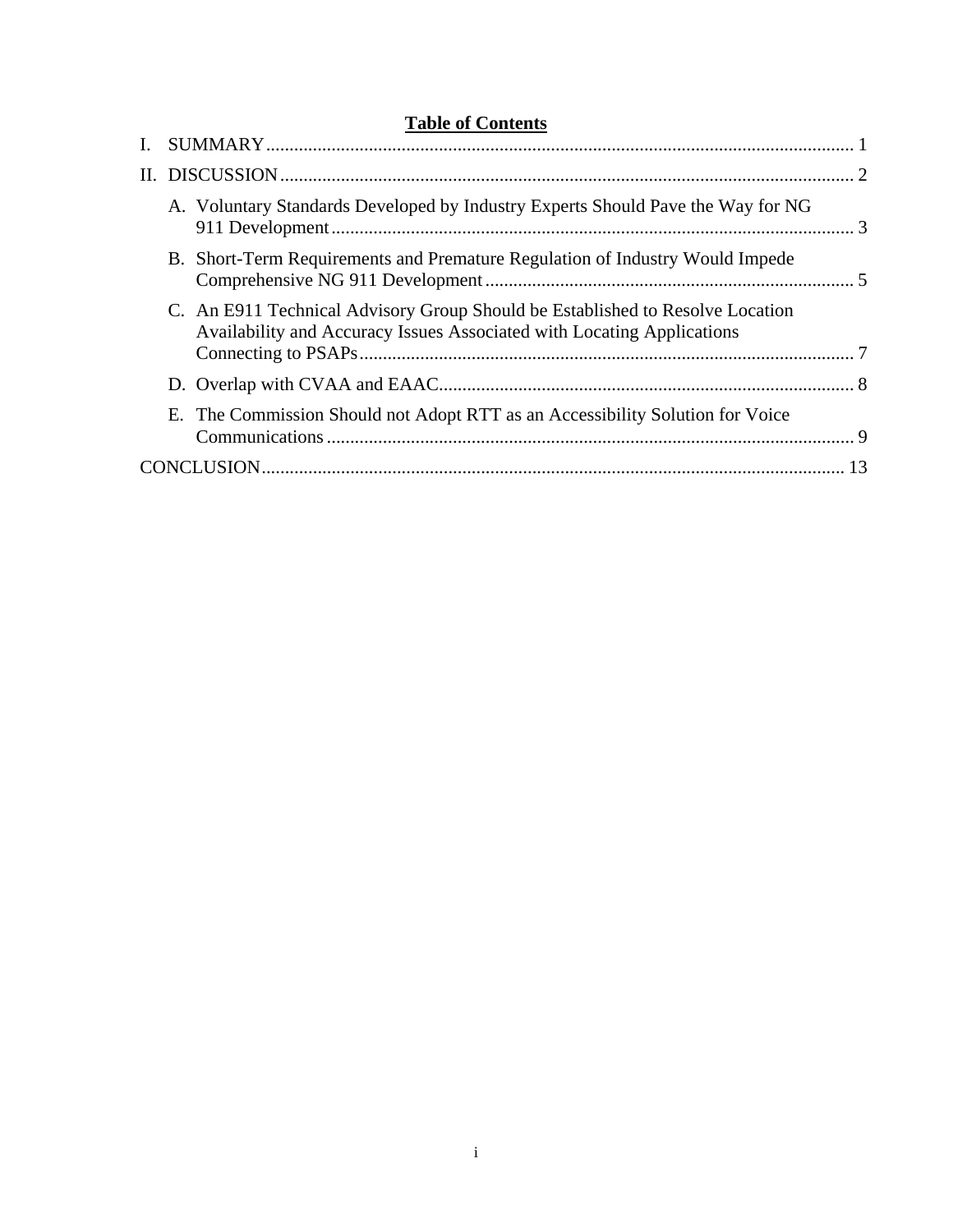## Table of Contents

I. SUMMARY .......... 1

II. DISCUSSION .......... 2

- A. Voluntary Standards Developed by Industry Experts Should Pave the Way for NG 911 Development .......... 3
- B. Short-Term Requirements and Premature Regulation of Industry Would Impede Comprehensive NG 911 Development .......... 5
- C. An E911 Technical Advisory Group Should be Established to Resolve Location Availability and Accuracy Issues Associated with Locating Applications Connecting to PSAPs .......... 7
- D. Overlap with CVAA and EAAC .......... 8
- E. The Commission Should not Adopt RTT as an Accessibility Solution for Voice Communications .......... 9

CONCLUSION .......... 13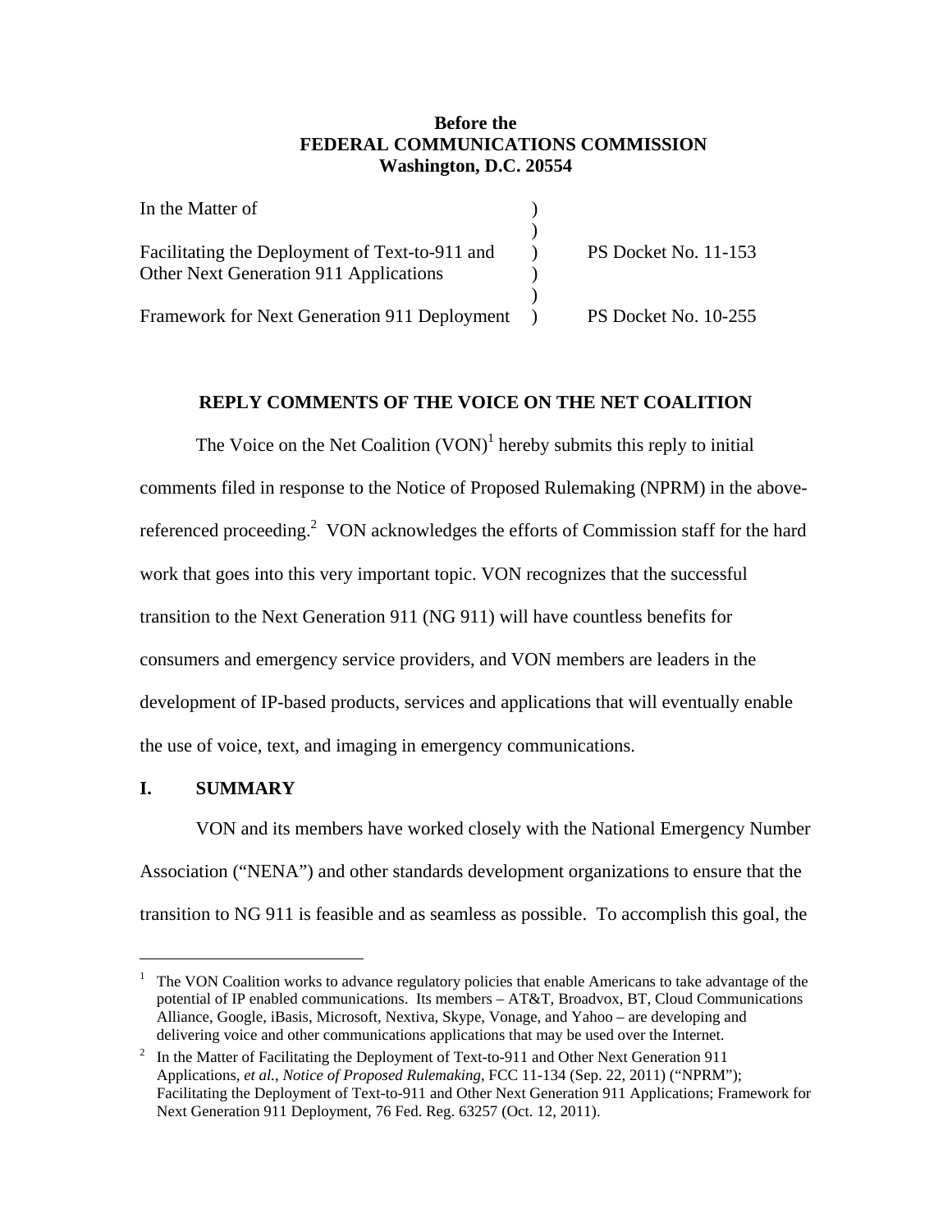**Before the**
**FEDERAL COMMUNICATIONS COMMISSION**
**Washington, D.C. 20554**

| | | |
|---|---|---|
| In the Matter of | ) | |
| | ) | |
| Facilitating the Deployment of Text-to-911 and Other Next Generation 911 Applications | ) | PS Docket No. 11-153 |
| | ) | |
| Framework for Next Generation 911 Deployment | ) | PS Docket No. 10-255 |

**REPLY COMMENTS OF THE VOICE ON THE NET COALITION**

The Voice on the Net Coalition (VON)[1] hereby submits this reply to initial comments filed in response to the Notice of Proposed Rulemaking (NPRM) in the above-referenced proceeding.[2] VON acknowledges the efforts of Commission staff for the hard work that goes into this very important topic. VON recognizes that the successful transition to the Next Generation 911 (NG 911) will have countless benefits for consumers and emergency service providers, and VON members are leaders in the development of IP-based products, services and applications that will eventually enable the use of voice, text, and imaging in emergency communications.

## I. SUMMARY

VON and its members have worked closely with the National Emergency Number Association ("NENA") and other standards development organizations to ensure that the transition to NG 911 is feasible and as seamless as possible. To accomplish this goal, the

[1] The VON Coalition works to advance regulatory policies that enable Americans to take advantage of the potential of IP enabled communications. Its members – AT&T, Broadvox, BT, Cloud Communications Alliance, Google, iBasis, Microsoft, Nextiva, Skype, Vonage, and Yahoo – are developing and delivering voice and other communications applications that may be used over the Internet.

[2] In the Matter of Facilitating the Deployment of Text-to-911 and Other Next Generation 911 Applications, *et al.*, *Notice of Proposed Rulemaking*, FCC 11-134 (Sep. 22, 2011) ("NPRM"); Facilitating the Deployment of Text-to-911 and Other Next Generation 911 Applications; Framework for Next Generation 911 Deployment, 76 Fed. Reg. 63257 (Oct. 12, 2011).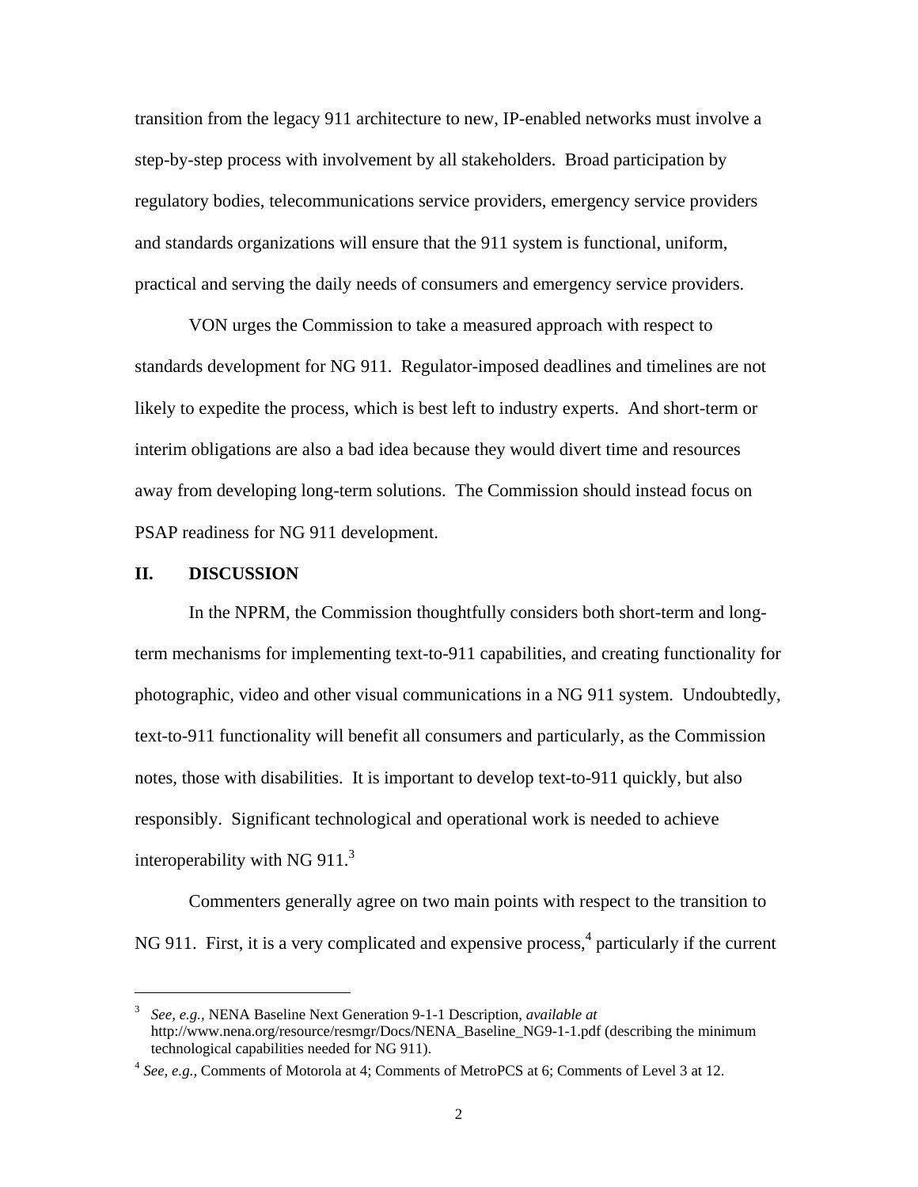transition from the legacy 911 architecture to new, IP-enabled networks must involve a step-by-step process with involvement by all stakeholders. Broad participation by regulatory bodies, telecommunications service providers, emergency service providers and standards organizations will ensure that the 911 system is functional, uniform, practical and serving the daily needs of consumers and emergency service providers.

VON urges the Commission to take a measured approach with respect to standards development for NG 911. Regulator-imposed deadlines and timelines are not likely to expedite the process, which is best left to industry experts. And short-term or interim obligations are also a bad idea because they would divert time and resources away from developing long-term solutions. The Commission should instead focus on PSAP readiness for NG 911 development.

## II. DISCUSSION

In the NPRM, the Commission thoughtfully considers both short-term and long-term mechanisms for implementing text-to-911 capabilities, and creating functionality for photographic, video and other visual communications in a NG 911 system. Undoubtedly, text-to-911 functionality will benefit all consumers and particularly, as the Commission notes, those with disabilities. It is important to develop text-to-911 quickly, but also responsibly. Significant technological and operational work is needed to achieve interoperability with NG 911.[3]

Commenters generally agree on two main points with respect to the transition to NG 911. First, it is a very complicated and expensive process,[4] particularly if the current

---

[3] *See, e.g.*, NENA Baseline Next Generation 9-1-1 Description, *available at* http://www.nena.org/resource/resmgr/Docs/NENA_Baseline_NG9-1-1.pdf (describing the minimum technological capabilities needed for NG 911).

[4] *See, e.g.*, Comments of Motorola at 4; Comments of MetroPCS at 6; Comments of Level 3 at 12.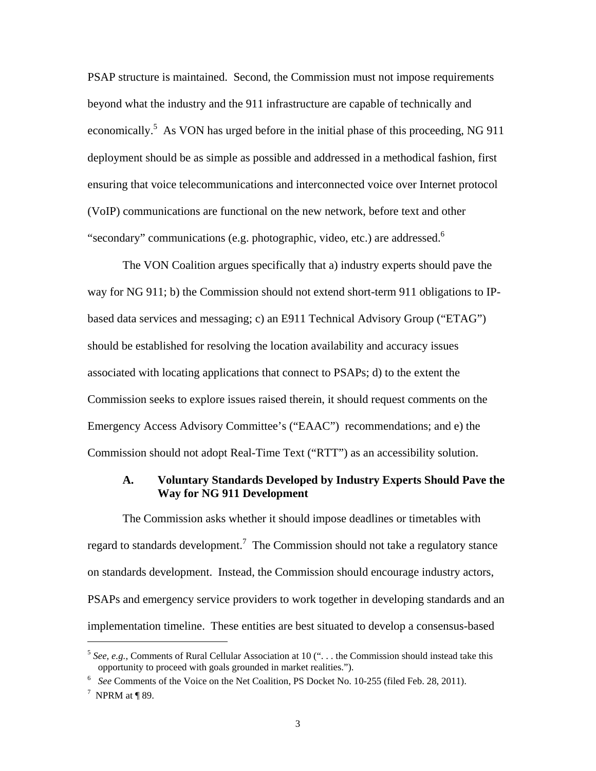PSAP structure is maintained. Second, the Commission must not impose requirements beyond what the industry and the 911 infrastructure are capable of technically and economically.[5] As VON has urged before in the initial phase of this proceeding, NG 911 deployment should be as simple as possible and addressed in a methodical fashion, first ensuring that voice telecommunications and interconnected voice over Internet protocol (VoIP) communications are functional on the new network, before text and other "secondary" communications (e.g. photographic, video, etc.) are addressed.[6]

The VON Coalition argues specifically that a) industry experts should pave the way for NG 911; b) the Commission should not extend short-term 911 obligations to IP-based data services and messaging; c) an E911 Technical Advisory Group ("ETAG") should be established for resolving the location availability and accuracy issues associated with locating applications that connect to PSAPs; d) to the extent the Commission seeks to explore issues raised therein, it should request comments on the Emergency Access Advisory Committee's ("EAAC") recommendations; and e) the Commission should not adopt Real-Time Text ("RTT") as an accessibility solution.

### A. Voluntary Standards Developed by Industry Experts Should Pave the Way for NG 911 Development

The Commission asks whether it should impose deadlines or timetables with regard to standards development.[7] The Commission should not take a regulatory stance on standards development. Instead, the Commission should encourage industry actors, PSAPs and emergency service providers to work together in developing standards and an implementation timeline. These entities are best situated to develop a consensus-based

---

[5] *See, e.g.*, Comments of Rural Cellular Association at 10 (". . . the Commission should instead take this opportunity to proceed with goals grounded in market realities.").

[6] *See* Comments of the Voice on the Net Coalition, PS Docket No. 10-255 (filed Feb. 28, 2011).

[7] NPRM at ¶ 89.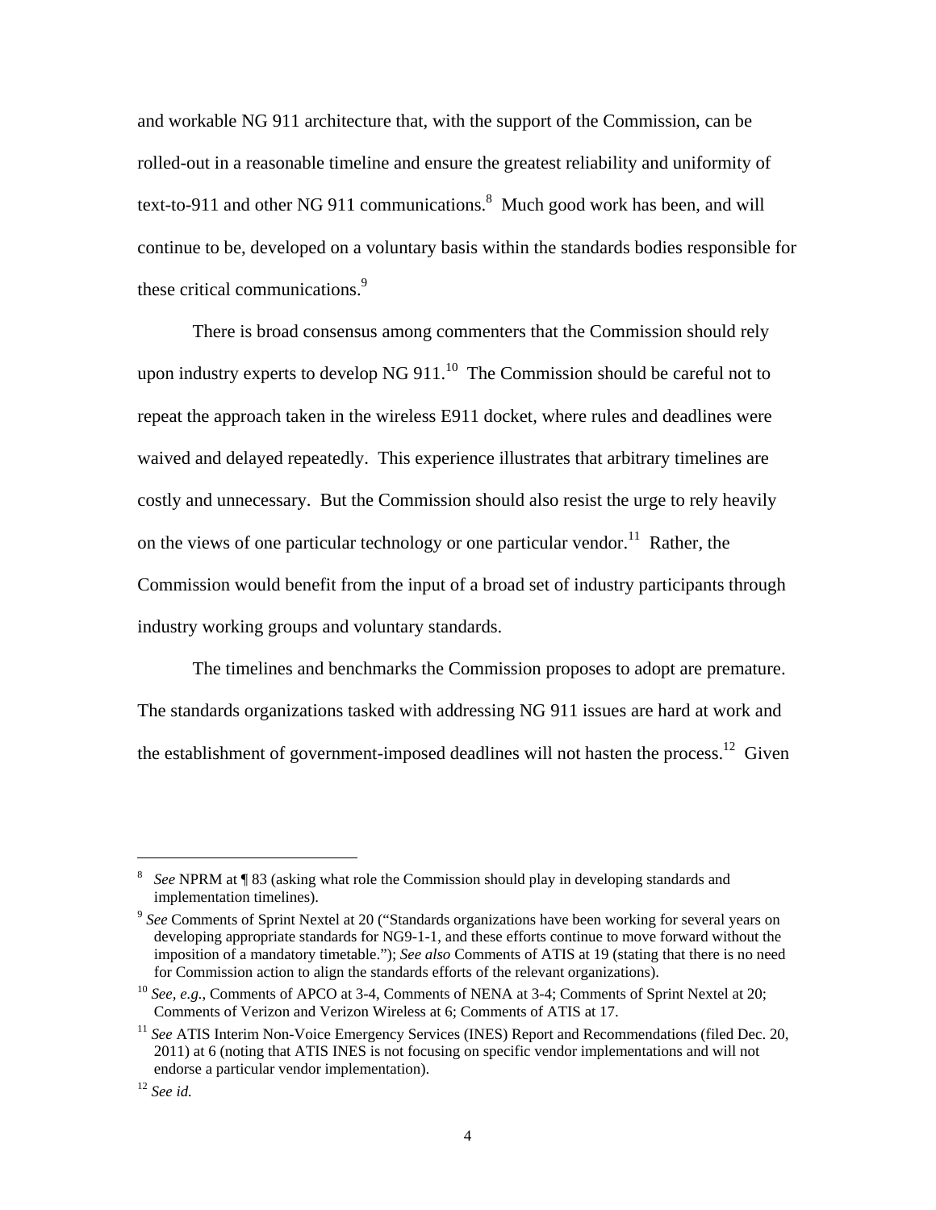and workable NG 911 architecture that, with the support of the Commission, can be rolled-out in a reasonable timeline and ensure the greatest reliability and uniformity of text-to-911 and other NG 911 communications.[8] Much good work has been, and will continue to be, developed on a voluntary basis within the standards bodies responsible for these critical communications.[9]

There is broad consensus among commenters that the Commission should rely upon industry experts to develop NG 911.[10] The Commission should be careful not to repeat the approach taken in the wireless E911 docket, where rules and deadlines were waived and delayed repeatedly. This experience illustrates that arbitrary timelines are costly and unnecessary. But the Commission should also resist the urge to rely heavily on the views of one particular technology or one particular vendor.[11] Rather, the Commission would benefit from the input of a broad set of industry participants through industry working groups and voluntary standards.

The timelines and benchmarks the Commission proposes to adopt are premature. The standards organizations tasked with addressing NG 911 issues are hard at work and the establishment of government-imposed deadlines will not hasten the process.[12] Given

---

[8] *See* NPRM at ¶ 83 (asking what role the Commission should play in developing standards and implementation timelines).

[9] *See* Comments of Sprint Nextel at 20 ("Standards organizations have been working for several years on developing appropriate standards for NG9-1-1, and these efforts continue to move forward without the imposition of a mandatory timetable."); *See also* Comments of ATIS at 19 (stating that there is no need for Commission action to align the standards efforts of the relevant organizations).

[10] *See, e.g.*, Comments of APCO at 3-4, Comments of NENA at 3-4; Comments of Sprint Nextel at 20; Comments of Verizon and Verizon Wireless at 6; Comments of ATIS at 17.

[11] *See* ATIS Interim Non-Voice Emergency Services (INES) Report and Recommendations (filed Dec. 20, 2011) at 6 (noting that ATIS INES is not focusing on specific vendor implementations and will not endorse a particular vendor implementation).

[12] *See id.*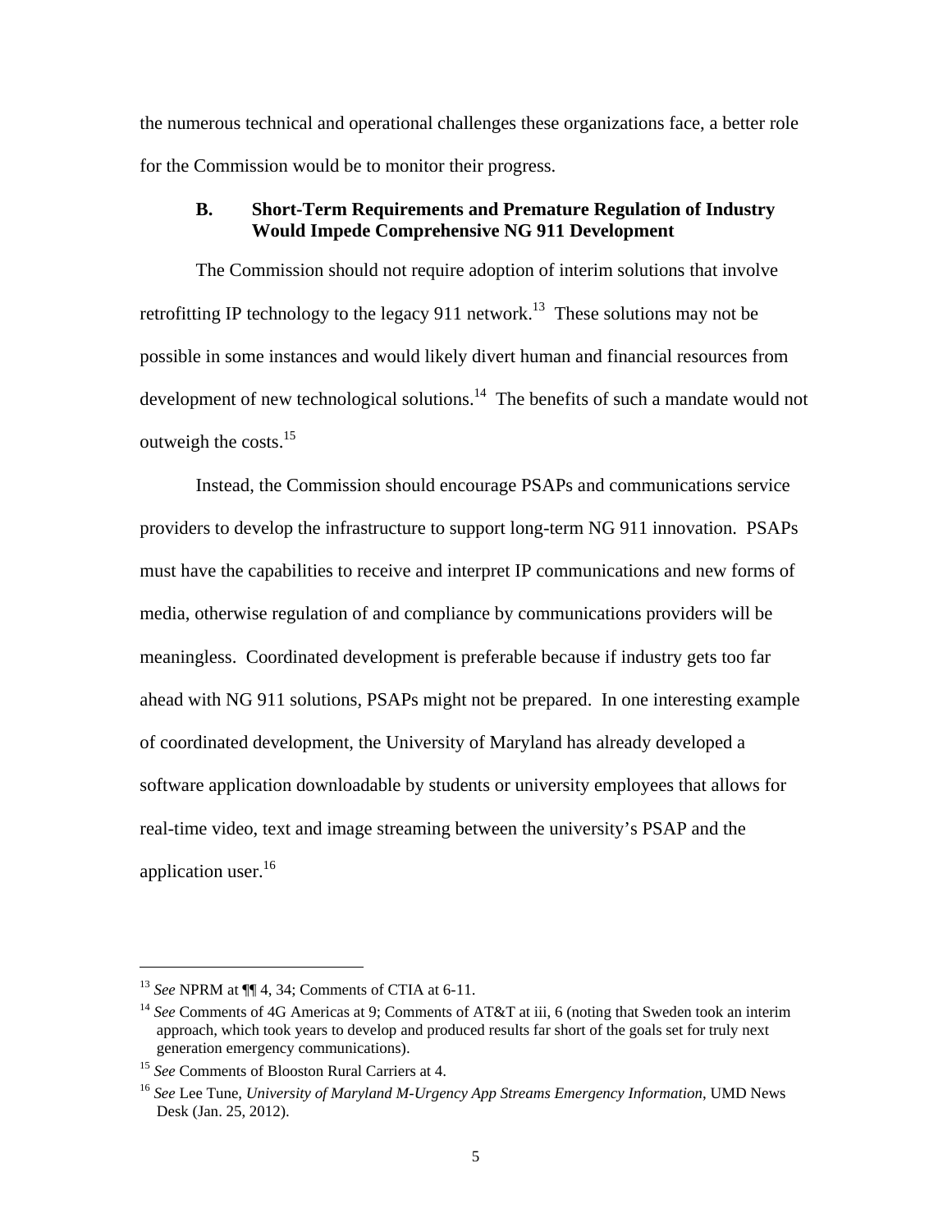the numerous technical and operational challenges these organizations face, a better role for the Commission would be to monitor their progress.

### B. Short-Term Requirements and Premature Regulation of Industry Would Impede Comprehensive NG 911 Development

The Commission should not require adoption of interim solutions that involve retrofitting IP technology to the legacy 911 network.[13] These solutions may not be possible in some instances and would likely divert human and financial resources from development of new technological solutions.[14] The benefits of such a mandate would not outweigh the costs.[15]

Instead, the Commission should encourage PSAPs and communications service providers to develop the infrastructure to support long-term NG 911 innovation. PSAPs must have the capabilities to receive and interpret IP communications and new forms of media, otherwise regulation of and compliance by communications providers will be meaningless. Coordinated development is preferable because if industry gets too far ahead with NG 911 solutions, PSAPs might not be prepared. In one interesting example of coordinated development, the University of Maryland has already developed a software application downloadable by students or university employees that allows for real-time video, text and image streaming between the university's PSAP and the application user.[16]

---

[13] *See* NPRM at ¶¶ 4, 34; Comments of CTIA at 6-11.

[14] *See* Comments of 4G Americas at 9; Comments of AT&T at iii, 6 (noting that Sweden took an interim approach, which took years to develop and produced results far short of the goals set for truly next generation emergency communications).

[15] *See* Comments of Blooston Rural Carriers at 4.

[16] *See* Lee Tune, *University of Maryland M-Urgency App Streams Emergency Information*, UMD News Desk (Jan. 25, 2012).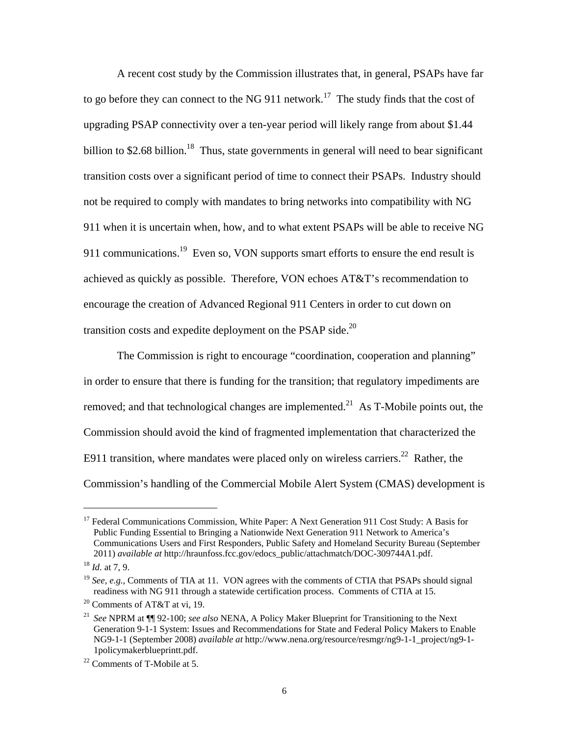A recent cost study by the Commission illustrates that, in general, PSAPs have far to go before they can connect to the NG 911 network.[17] The study finds that the cost of upgrading PSAP connectivity over a ten-year period will likely range from about $1.44 billion to $2.68 billion.[18] Thus, state governments in general will need to bear significant transition costs over a significant period of time to connect their PSAPs. Industry should not be required to comply with mandates to bring networks into compatibility with NG 911 when it is uncertain when, how, and to what extent PSAPs will be able to receive NG 911 communications.[19] Even so, VON supports smart efforts to ensure the end result is achieved as quickly as possible. Therefore, VON echoes AT&T's recommendation to encourage the creation of Advanced Regional 911 Centers in order to cut down on transition costs and expedite deployment on the PSAP side.[20]

The Commission is right to encourage "coordination, cooperation and planning" in order to ensure that there is funding for the transition; that regulatory impediments are removed; and that technological changes are implemented.[21] As T-Mobile points out, the Commission should avoid the kind of fragmented implementation that characterized the E911 transition, where mandates were placed only on wireless carriers.[22] Rather, the Commission's handling of the Commercial Mobile Alert System (CMAS) development is

---

[17] Federal Communications Commission, White Paper: A Next Generation 911 Cost Study: A Basis for Public Funding Essential to Bringing a Nationwide Next Generation 911 Network to America's Communications Users and First Responders, Public Safety and Homeland Security Bureau (September 2011) *available at* http://hraunfoss.fcc.gov/edocs_public/attachmatch/DOC-309744A1.pdf.

[18] *Id.* at 7, 9.

[19] *See, e.g.,* Comments of TIA at 11. VON agrees with the comments of CTIA that PSAPs should signal readiness with NG 911 through a statewide certification process. Comments of CTIA at 15.

[20] Comments of AT&T at vi, 19.

[21] *See* NPRM at ¶¶ 92-100; *see also* NENA, A Policy Maker Blueprint for Transitioning to the Next Generation 9-1-1 System: Issues and Recommendations for State and Federal Policy Makers to Enable NG9-1-1 (September 2008) *available at* http://www.nena.org/resource/resmgr/ng9-1-1_project/ng9-1-1policymakerblueprintt.pdf.

[22] Comments of T-Mobile at 5.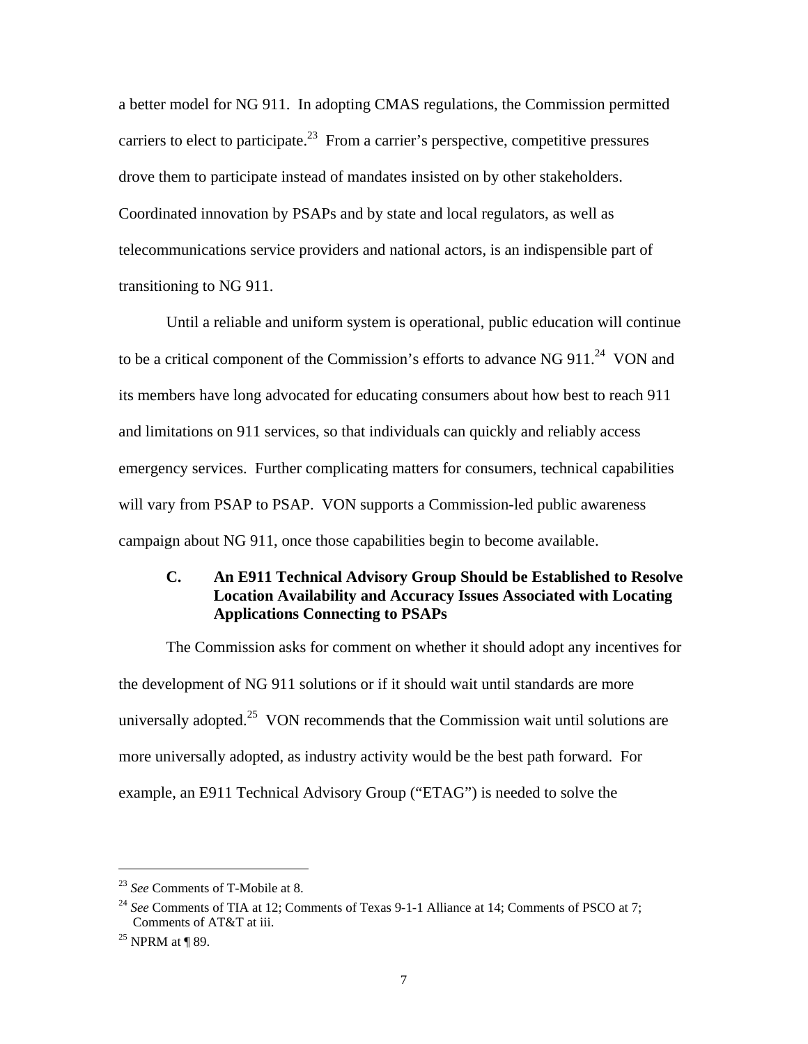a better model for NG 911. In adopting CMAS regulations, the Commission permitted carriers to elect to participate.[23] From a carrier's perspective, competitive pressures drove them to participate instead of mandates insisted on by other stakeholders. Coordinated innovation by PSAPs and by state and local regulators, as well as telecommunications service providers and national actors, is an indispensible part of transitioning to NG 911.

Until a reliable and uniform system is operational, public education will continue to be a critical component of the Commission's efforts to advance NG 911.[24] VON and its members have long advocated for educating consumers about how best to reach 911 and limitations on 911 services, so that individuals can quickly and reliably access emergency services. Further complicating matters for consumers, technical capabilities will vary from PSAP to PSAP. VON supports a Commission-led public awareness campaign about NG 911, once those capabilities begin to become available.

### C. An E911 Technical Advisory Group Should be Established to Resolve Location Availability and Accuracy Issues Associated with Locating Applications Connecting to PSAPs

The Commission asks for comment on whether it should adopt any incentives for the development of NG 911 solutions or if it should wait until standards are more universally adopted.[25] VON recommends that the Commission wait until solutions are more universally adopted, as industry activity would be the best path forward. For example, an E911 Technical Advisory Group ("ETAG") is needed to solve the

---

[23] *See* Comments of T-Mobile at 8.

[24] *See* Comments of TIA at 12; Comments of Texas 9-1-1 Alliance at 14; Comments of PSCO at 7; Comments of AT&T at iii.

[25] NPRM at ¶ 89.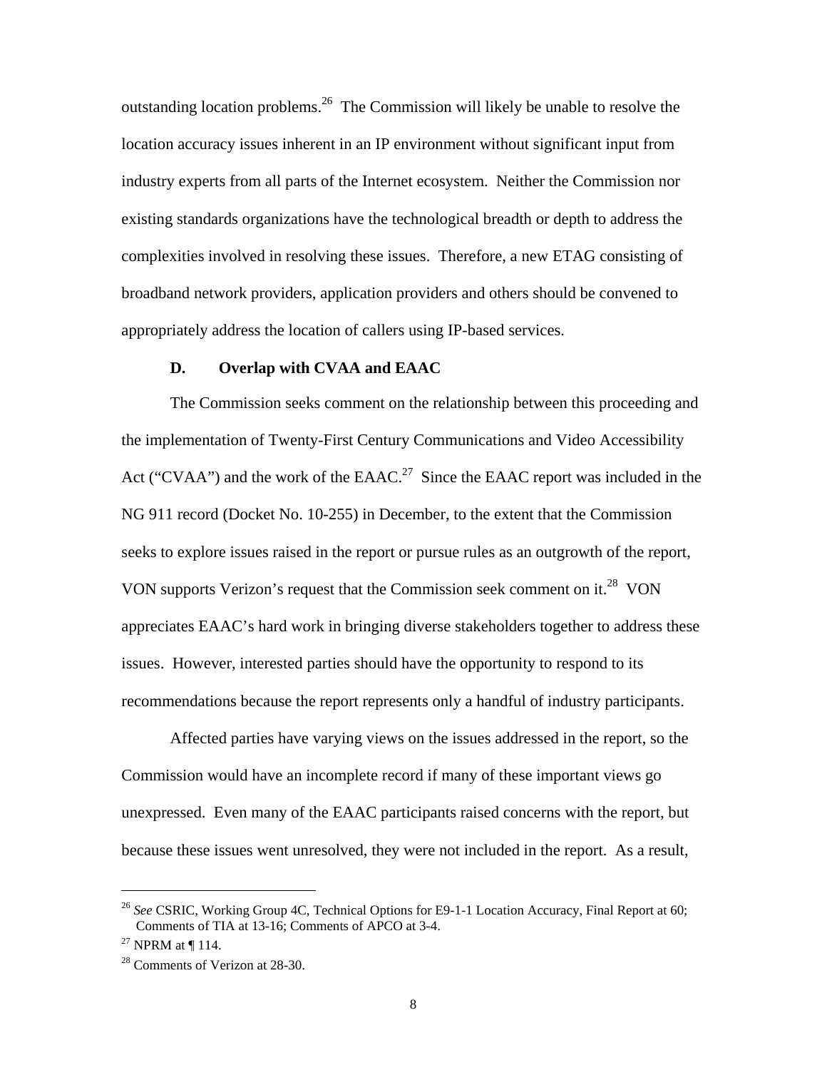outstanding location problems.[26] The Commission will likely be unable to resolve the location accuracy issues inherent in an IP environment without significant input from industry experts from all parts of the Internet ecosystem. Neither the Commission nor existing standards organizations have the technological breadth or depth to address the complexities involved in resolving these issues. Therefore, a new ETAG consisting of broadband network providers, application providers and others should be convened to appropriately address the location of callers using IP-based services.

### D. Overlap with CVAA and EAAC

The Commission seeks comment on the relationship between this proceeding and the implementation of Twenty-First Century Communications and Video Accessibility Act ("CVAA") and the work of the EAAC.[27] Since the EAAC report was included in the NG 911 record (Docket No. 10-255) in December, to the extent that the Commission seeks to explore issues raised in the report or pursue rules as an outgrowth of the report, VON supports Verizon's request that the Commission seek comment on it.[28] VON appreciates EAAC's hard work in bringing diverse stakeholders together to address these issues. However, interested parties should have the opportunity to respond to its recommendations because the report represents only a handful of industry participants.

Affected parties have varying views on the issues addressed in the report, so the Commission would have an incomplete record if many of these important views go unexpressed. Even many of the EAAC participants raised concerns with the report, but because these issues went unresolved, they were not included in the report. As a result,

---

[26] *See* CSRIC, Working Group 4C, Technical Options for E9-1-1 Location Accuracy, Final Report at 60; Comments of TIA at 13-16; Comments of APCO at 3-4.

[27] NPRM at ¶ 114.

[28] Comments of Verizon at 28-30.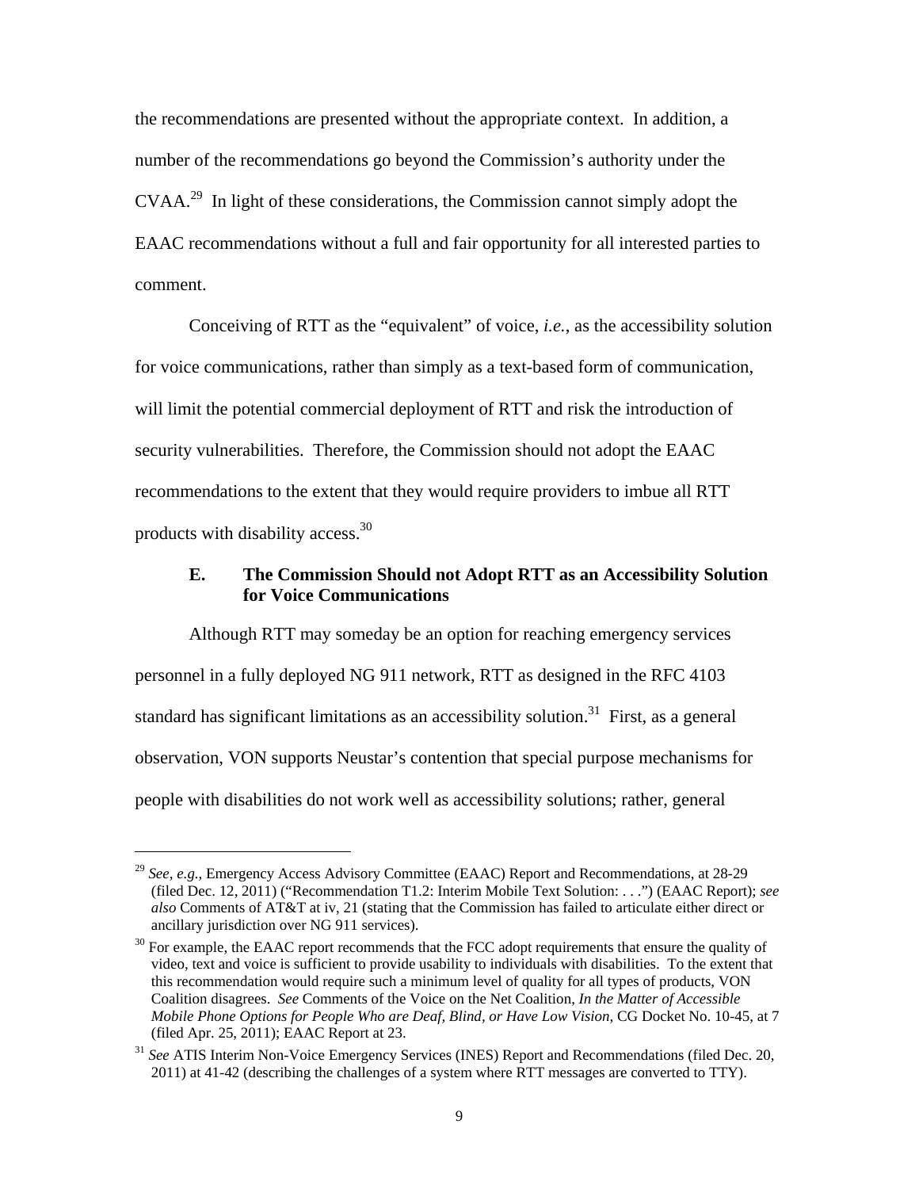the recommendations are presented without the appropriate context. In addition, a number of the recommendations go beyond the Commission's authority under the CVAA.[29] In light of these considerations, the Commission cannot simply adopt the EAAC recommendations without a full and fair opportunity for all interested parties to comment.

Conceiving of RTT as the "equivalent" of voice, *i.e.*, as the accessibility solution for voice communications, rather than simply as a text-based form of communication, will limit the potential commercial deployment of RTT and risk the introduction of security vulnerabilities. Therefore, the Commission should not adopt the EAAC recommendations to the extent that they would require providers to imbue all RTT products with disability access.[30]

### E. The Commission Should not Adopt RTT as an Accessibility Solution for Voice Communications

Although RTT may someday be an option for reaching emergency services personnel in a fully deployed NG 911 network, RTT as designed in the RFC 4103 standard has significant limitations as an accessibility solution.[31] First, as a general observation, VON supports Neustar's contention that special purpose mechanisms for people with disabilities do not work well as accessibility solutions; rather, general

---

[29] *See, e.g.,* Emergency Access Advisory Committee (EAAC) Report and Recommendations, at 28-29 (filed Dec. 12, 2011) ("Recommendation T1.2: Interim Mobile Text Solution: . . .") (EAAC Report); *see also* Comments of AT&T at iv, 21 (stating that the Commission has failed to articulate either direct or ancillary jurisdiction over NG 911 services).

[30] For example, the EAAC report recommends that the FCC adopt requirements that ensure the quality of video, text and voice is sufficient to provide usability to individuals with disabilities. To the extent that this recommendation would require such a minimum level of quality for all types of products, VON Coalition disagrees. *See* Comments of the Voice on the Net Coalition, *In the Matter of Accessible Mobile Phone Options for People Who are Deaf, Blind, or Have Low Vision*, CG Docket No. 10-45, at 7 (filed Apr. 25, 2011); EAAC Report at 23.

[31] *See* ATIS Interim Non-Voice Emergency Services (INES) Report and Recommendations (filed Dec. 20, 2011) at 41-42 (describing the challenges of a system where RTT messages are converted to TTY).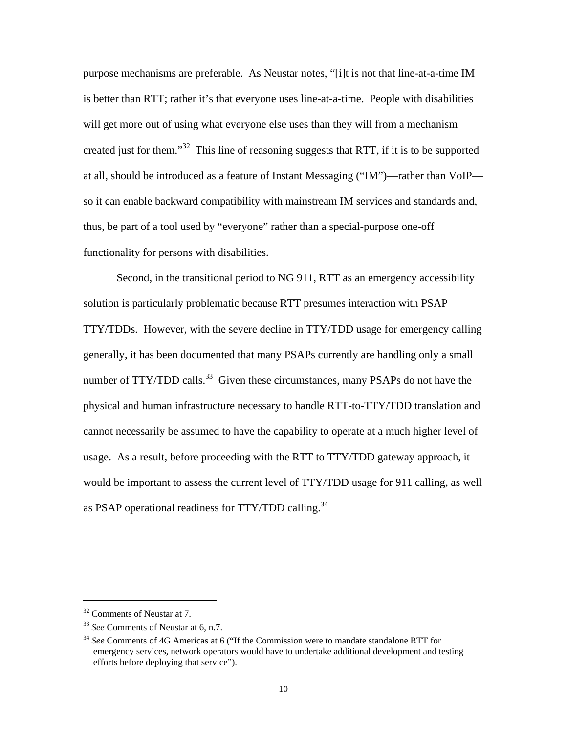purpose mechanisms are preferable. As Neustar notes, "[i]t is not that line-at-a-time IM is better than RTT; rather it's that everyone uses line-at-a-time. People with disabilities will get more out of using what everyone else uses than they will from a mechanism created just for them."[32] This line of reasoning suggests that RTT, if it is to be supported at all, should be introduced as a feature of Instant Messaging ("IM")—rather than VoIP—so it can enable backward compatibility with mainstream IM services and standards and, thus, be part of a tool used by "everyone" rather than a special-purpose one-off functionality for persons with disabilities.

Second, in the transitional period to NG 911, RTT as an emergency accessibility solution is particularly problematic because RTT presumes interaction with PSAP TTY/TDDs. However, with the severe decline in TTY/TDD usage for emergency calling generally, it has been documented that many PSAPs currently are handling only a small number of TTY/TDD calls.[33] Given these circumstances, many PSAPs do not have the physical and human infrastructure necessary to handle RTT-to-TTY/TDD translation and cannot necessarily be assumed to have the capability to operate at a much higher level of usage. As a result, before proceeding with the RTT to TTY/TDD gateway approach, it would be important to assess the current level of TTY/TDD usage for 911 calling, as well as PSAP operational readiness for TTY/TDD calling.[34]

---

[32] Comments of Neustar at 7.

[33] *See* Comments of Neustar at 6, n.7.

[34] *See* Comments of 4G Americas at 6 ("If the Commission were to mandate standalone RTT for emergency services, network operators would have to undertake additional development and testing efforts before deploying that service").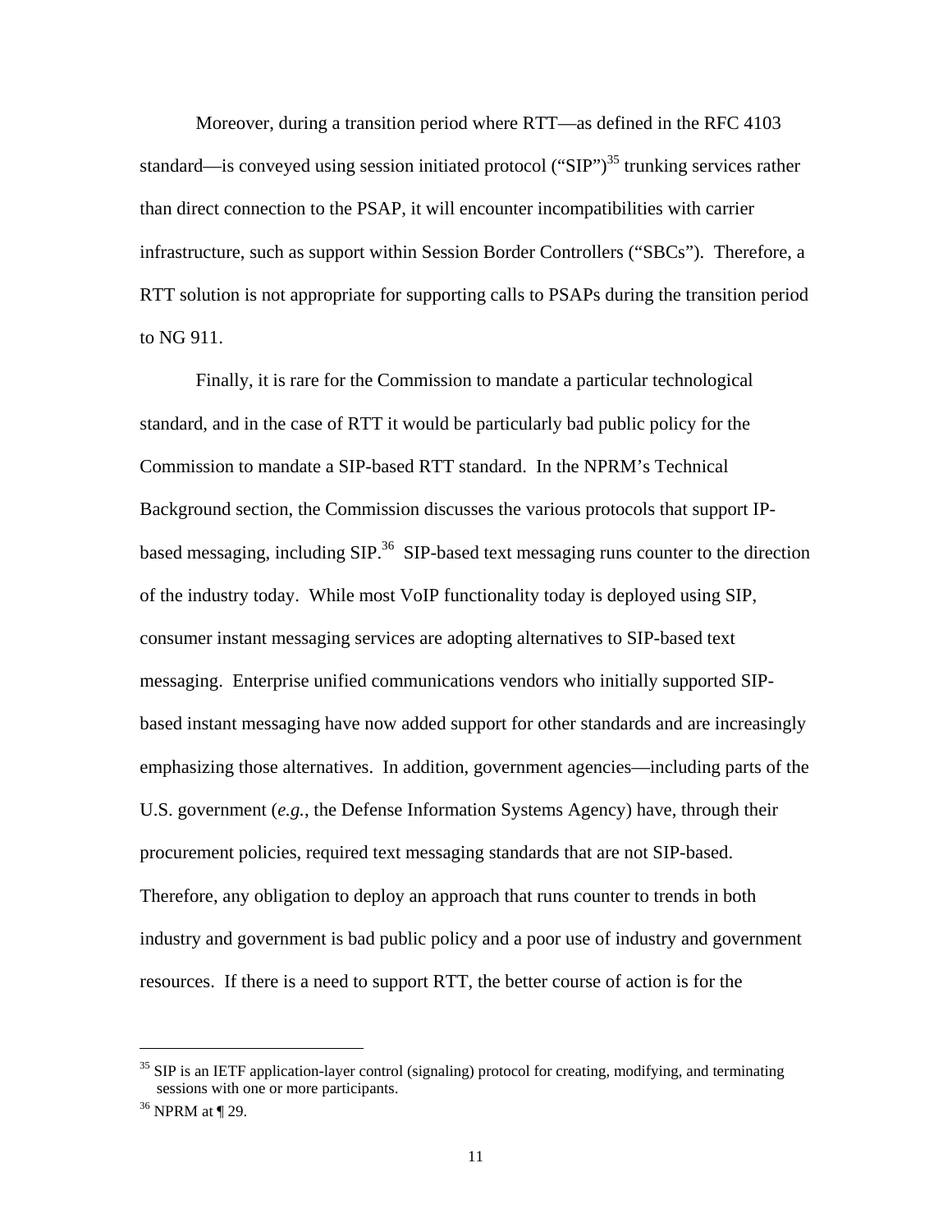Moreover, during a transition period where RTT—as defined in the RFC 4103 standard—is conveyed using session initiated protocol ("SIP")[35] trunking services rather than direct connection to the PSAP, it will encounter incompatibilities with carrier infrastructure, such as support within Session Border Controllers ("SBCs"). Therefore, a RTT solution is not appropriate for supporting calls to PSAPs during the transition period to NG 911.

Finally, it is rare for the Commission to mandate a particular technological standard, and in the case of RTT it would be particularly bad public policy for the Commission to mandate a SIP-based RTT standard. In the NPRM's Technical Background section, the Commission discusses the various protocols that support IP-based messaging, including SIP.[36] SIP-based text messaging runs counter to the direction of the industry today. While most VoIP functionality today is deployed using SIP, consumer instant messaging services are adopting alternatives to SIP-based text messaging. Enterprise unified communications vendors who initially supported SIP-based instant messaging have now added support for other standards and are increasingly emphasizing those alternatives. In addition, government agencies—including parts of the U.S. government (*e.g.*, the Defense Information Systems Agency) have, through their procurement policies, required text messaging standards that are not SIP-based. Therefore, any obligation to deploy an approach that runs counter to trends in both industry and government is bad public policy and a poor use of industry and government resources. If there is a need to support RTT, the better course of action is for the

---

[35] SIP is an IETF application-layer control (signaling) protocol for creating, modifying, and terminating sessions with one or more participants.

[36] NPRM at ¶ 29.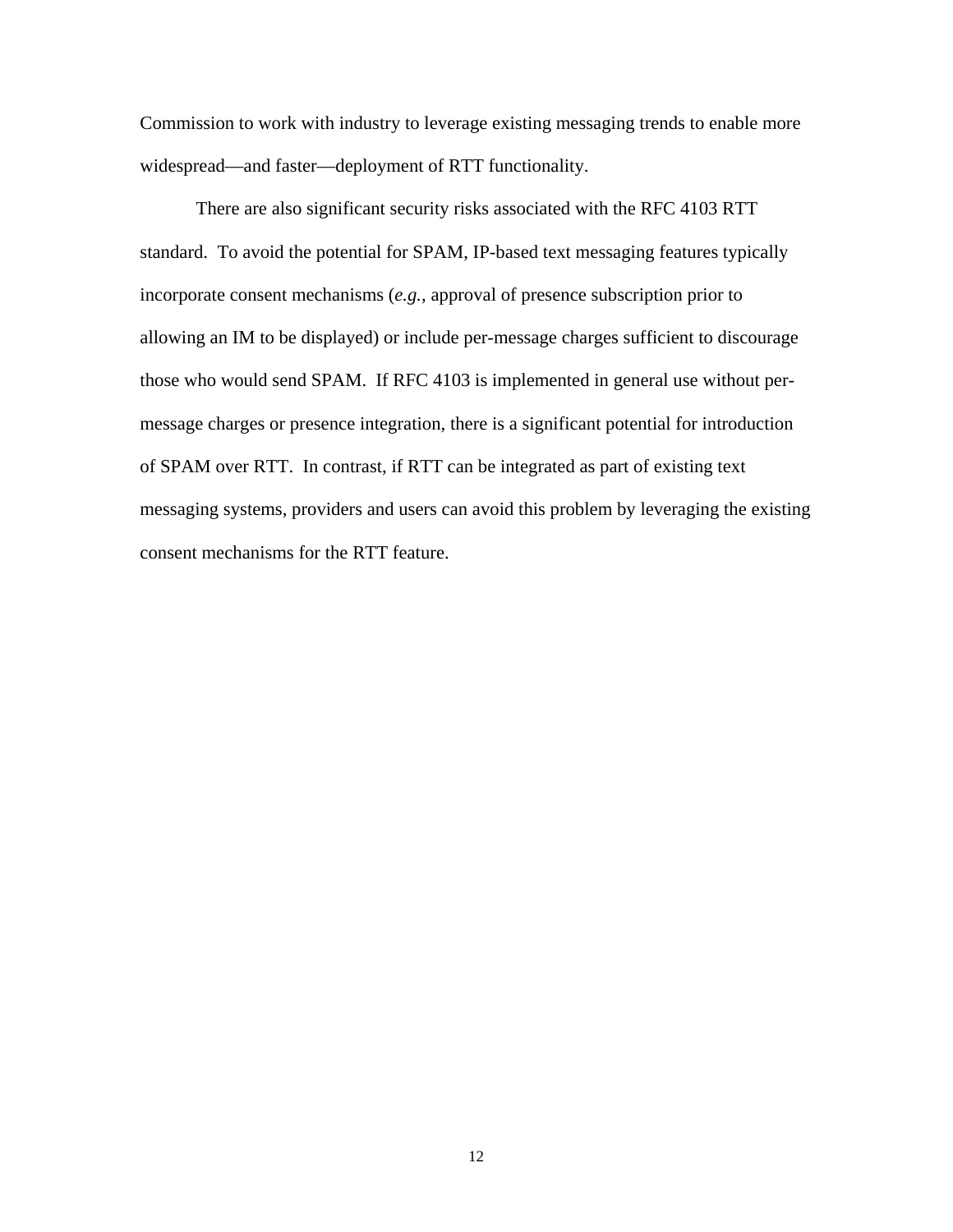Commission to work with industry to leverage existing messaging trends to enable more widespread—and faster—deployment of RTT functionality.

There are also significant security risks associated with the RFC 4103 RTT standard. To avoid the potential for SPAM, IP-based text messaging features typically incorporate consent mechanisms (*e.g.*, approval of presence subscription prior to allowing an IM to be displayed) or include per-message charges sufficient to discourage those who would send SPAM. If RFC 4103 is implemented in general use without per-message charges or presence integration, there is a significant potential for introduction of SPAM over RTT. In contrast, if RTT can be integrated as part of existing text messaging systems, providers and users can avoid this problem by leveraging the existing consent mechanisms for the RTT feature.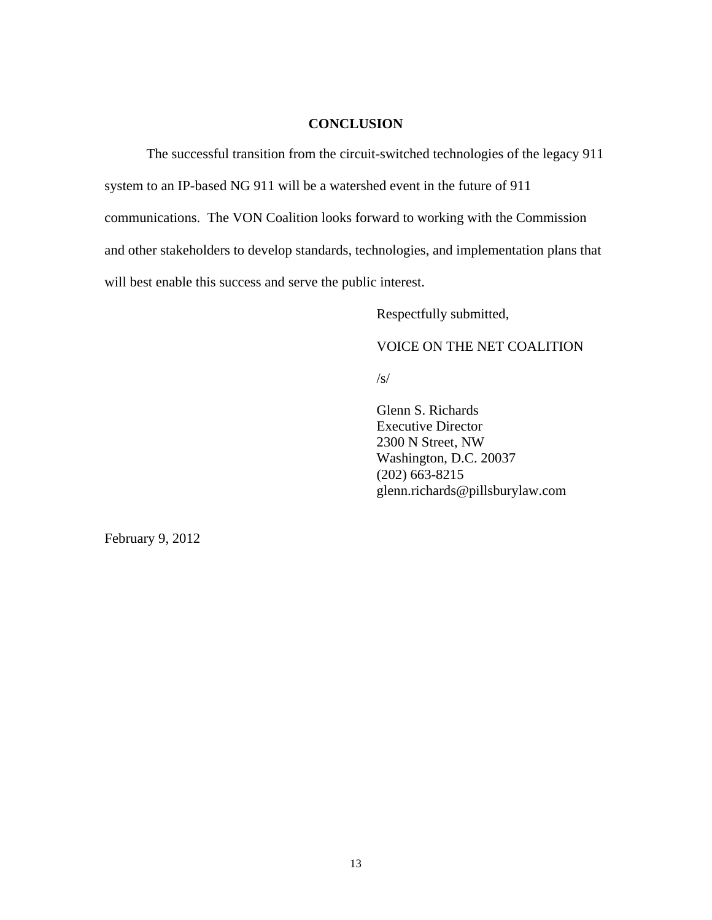## CONCLUSION

The successful transition from the circuit-switched technologies of the legacy 911 system to an IP-based NG 911 will be a watershed event in the future of 911 communications. The VON Coalition looks forward to working with the Commission and other stakeholders to develop standards, technologies, and implementation plans that will best enable this success and serve the public interest.

Respectfully submitted,

VOICE ON THE NET COALITION

/s/

Glenn S. Richards  
Executive Director  
2300 N Street, NW  
Washington, D.C. 20037  
(202) 663-8215  
glenn.richards@pillsburylaw.com

February 9, 2012